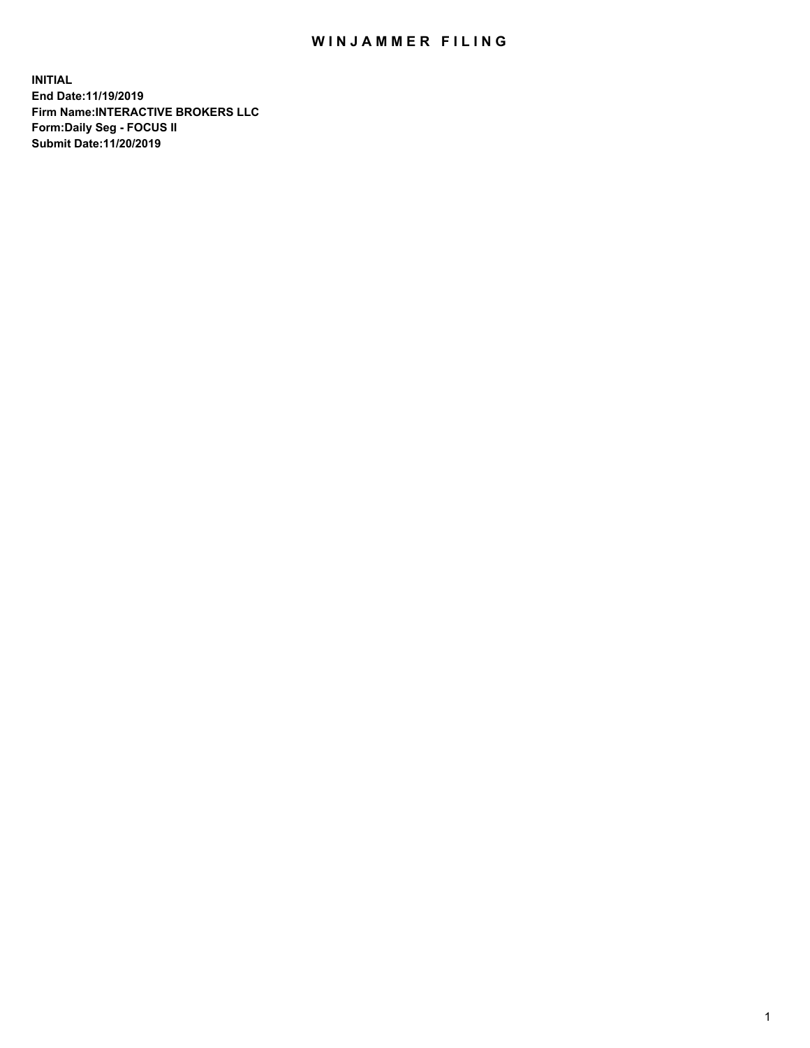# WINJAMMER FILING

**INITIAL**
**End Date:11/19/2019**
**Firm Name:INTERACTIVE BROKERS LLC**
**Form:Daily Seg - FOCUS II**
**Submit Date:11/20/2019**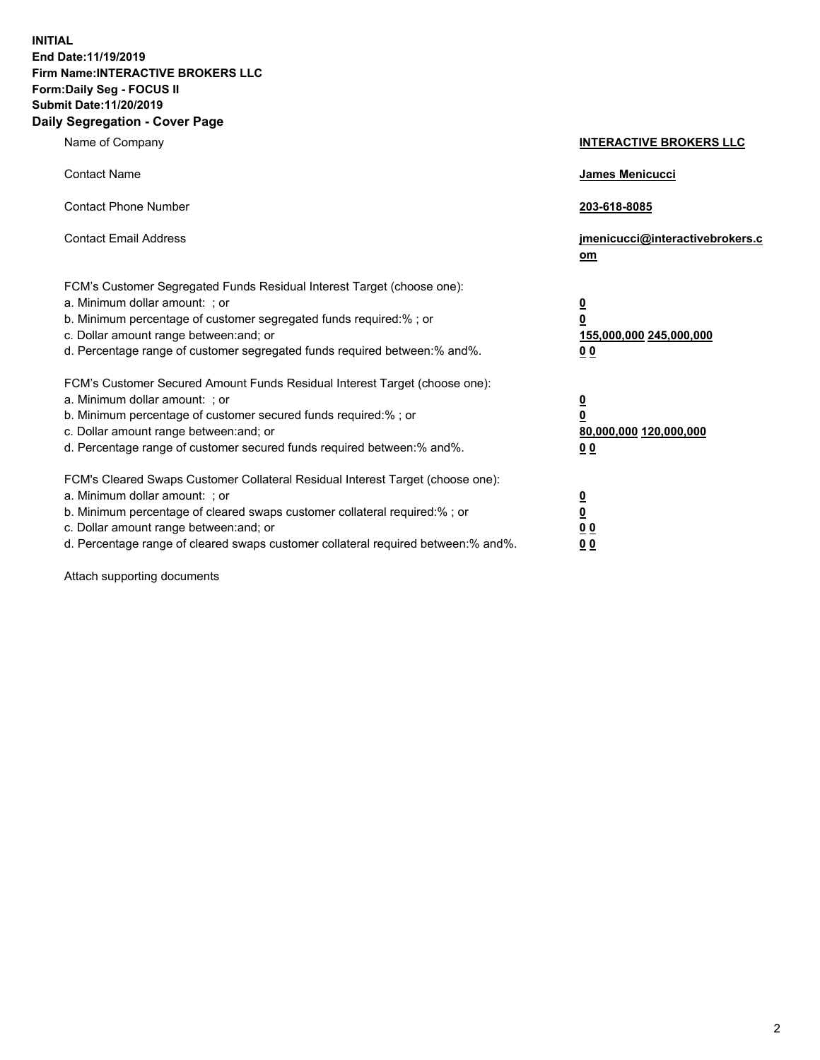**INITIAL**
**End Date:11/19/2019**
**Firm Name:INTERACTIVE BROKERS LLC**
**Form:Daily Seg - FOCUS II**
**Submit Date:11/20/2019**
**Daily Segregation - Cover Page**

| | |
|---|---|
| Name of Company | **INTERACTIVE BROKERS LLC** |
| Contact Name | **James Menicucci** |
| Contact Phone Number | **203-618-8085** |
| Contact Email Address | **jmenicucci@interactivebrokers.com** |

FCM's Customer Segregated Funds Residual Interest Target (choose one):

| | |
|---|---|
| a. Minimum dollar amount: ; or | **0** |
| b. Minimum percentage of customer segregated funds required:% ; or | **0** |
| c. Dollar amount range between:and; or | **155,000,000 245,000,000** |
| d. Percentage range of customer segregated funds required between:% and%. | **0 0** |

FCM's Customer Secured Amount Funds Residual Interest Target (choose one):

| | |
|---|---|
| a. Minimum dollar amount: ; or | **0** |
| b. Minimum percentage of customer secured funds required:% ; or | **0** |
| c. Dollar amount range between:and; or | **80,000,000 120,000,000** |
| d. Percentage range of customer secured funds required between:% and%. | **0 0** |

FCM's Cleared Swaps Customer Collateral Residual Interest Target (choose one):

| | |
|---|---|
| a. Minimum dollar amount: ; or | **0** |
| b. Minimum percentage of cleared swaps customer collateral required:% ; or | **0** |
| c. Dollar amount range between:and; or | **0 0** |
| d. Percentage range of cleared swaps customer collateral required between:% and%. | **0 0** |

Attach supporting documents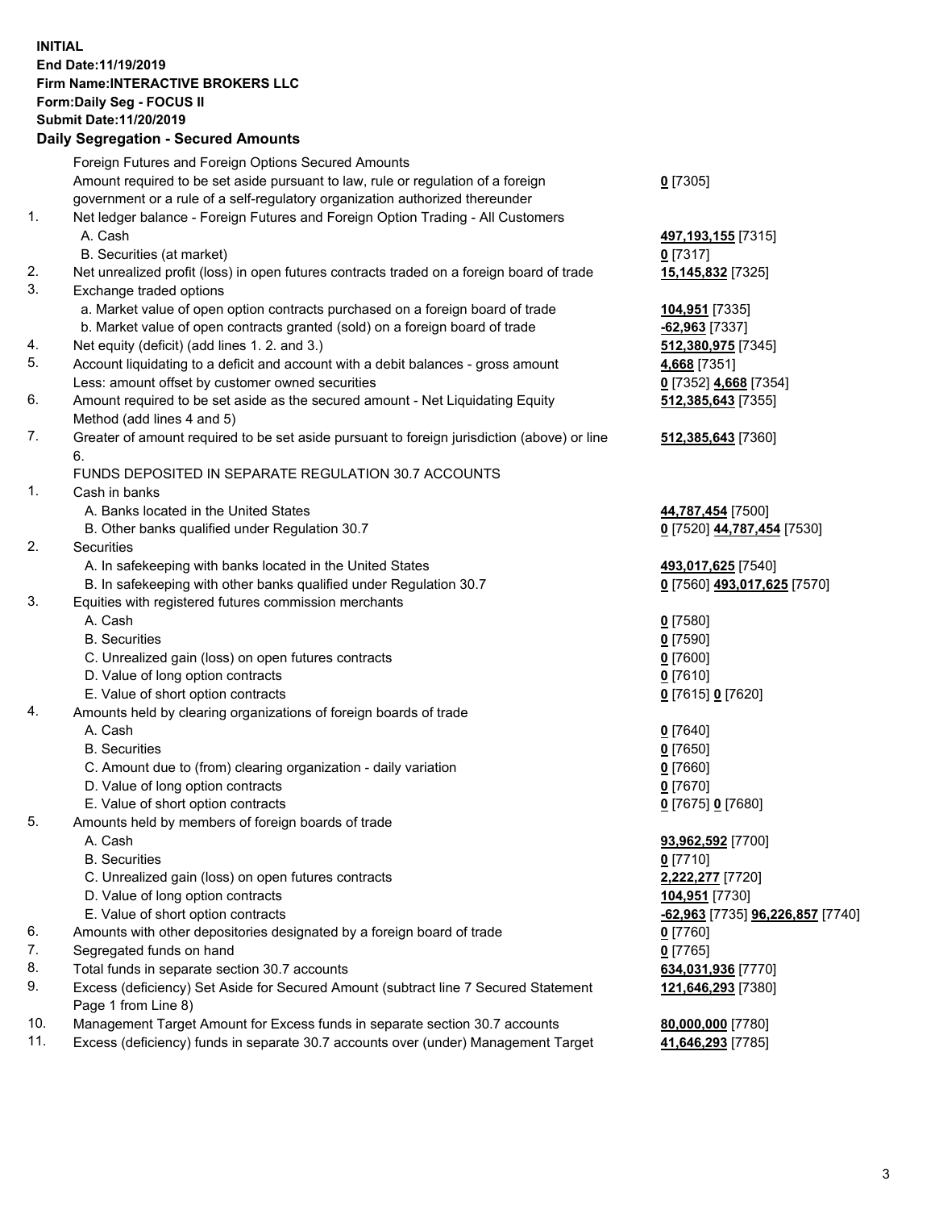**INITIAL**
**End Date:11/19/2019**
**Firm Name:INTERACTIVE BROKERS LLC**
**Form:Daily Seg - FOCUS II**
**Submit Date:11/20/2019**

## Daily Segregation - Secured Amounts

| | | |
|---|---|---|
| | Foreign Futures and Foreign Options Secured Amounts | |
| | Amount required to be set aside pursuant to law, rule or regulation of a foreign government or a rule of a self-regulatory organization authorized thereunder | **0** [7305] |
| 1. | Net ledger balance - Foreign Futures and Foreign Option Trading - All Customers | |
| | A. Cash | **497,193,155** [7315] |
| | B. Securities (at market) | **0** [7317] |
| 2. | Net unrealized profit (loss) in open futures contracts traded on a foreign board of trade | **15,145,832** [7325] |
| 3. | Exchange traded options | |
| | a. Market value of open option contracts purchased on a foreign board of trade | **104,951** [7335] |
| | b. Market value of open contracts granted (sold) on a foreign board of trade | **-62,963** [7337] |
| 4. | Net equity (deficit) (add lines 1. 2. and 3.) | **512,380,975** [7345] |
| 5. | Account liquidating to a deficit and account with a debit balances - gross amount | **4,668** [7351] |
| | Less: amount offset by customer owned securities | **0** [7352] **4,668** [7354] |
| 6. | Amount required to be set aside as the secured amount - Net Liquidating Equity Method (add lines 4 and 5) | **512,385,643** [7355] |
| 7. | Greater of amount required to be set aside pursuant to foreign jurisdiction (above) or line 6. | **512,385,643** [7360] |
| | FUNDS DEPOSITED IN SEPARATE REGULATION 30.7 ACCOUNTS | |
| 1. | Cash in banks | |
| | A. Banks located in the United States | **44,787,454** [7500] |
| | B. Other banks qualified under Regulation 30.7 | **0** [7520] **44,787,454** [7530] |
| 2. | Securities | |
| | A. In safekeeping with banks located in the United States | **493,017,625** [7540] |
| | B. In safekeeping with other banks qualified under Regulation 30.7 | **0** [7560] **493,017,625** [7570] |
| 3. | Equities with registered futures commission merchants | |
| | A. Cash | **0** [7580] |
| | B. Securities | **0** [7590] |
| | C. Unrealized gain (loss) on open futures contracts | **0** [7600] |
| | D. Value of long option contracts | **0** [7610] |
| | E. Value of short option contracts | **0** [7615] **0** [7620] |
| 4. | Amounts held by clearing organizations of foreign boards of trade | |
| | A. Cash | **0** [7640] |
| | B. Securities | **0** [7650] |
| | C. Amount due to (from) clearing organization - daily variation | **0** [7660] |
| | D. Value of long option contracts | **0** [7670] |
| | E. Value of short option contracts | **0** [7675] **0** [7680] |
| 5. | Amounts held by members of foreign boards of trade | |
| | A. Cash | **93,962,592** [7700] |
| | B. Securities | **0** [7710] |
| | C. Unrealized gain (loss) on open futures contracts | **2,222,277** [7720] |
| | D. Value of long option contracts | **104,951** [7730] |
| | E. Value of short option contracts | **-62,963** [7735] **96,226,857** [7740] |
| 6. | Amounts with other depositories designated by a foreign board of trade | **0** [7760] |
| 7. | Segregated funds on hand | **0** [7765] |
| 8. | Total funds in separate section 30.7 accounts | **634,031,936** [7770] |
| 9. | Excess (deficiency) Set Aside for Secured Amount (subtract line 7 Secured Statement Page 1 from Line 8) | **121,646,293** [7380] |
| 10. | Management Target Amount for Excess funds in separate section 30.7 accounts | **80,000,000** [7780] |
| 11. | Excess (deficiency) funds in separate 30.7 accounts over (under) Management Target | **41,646,293** [7785] |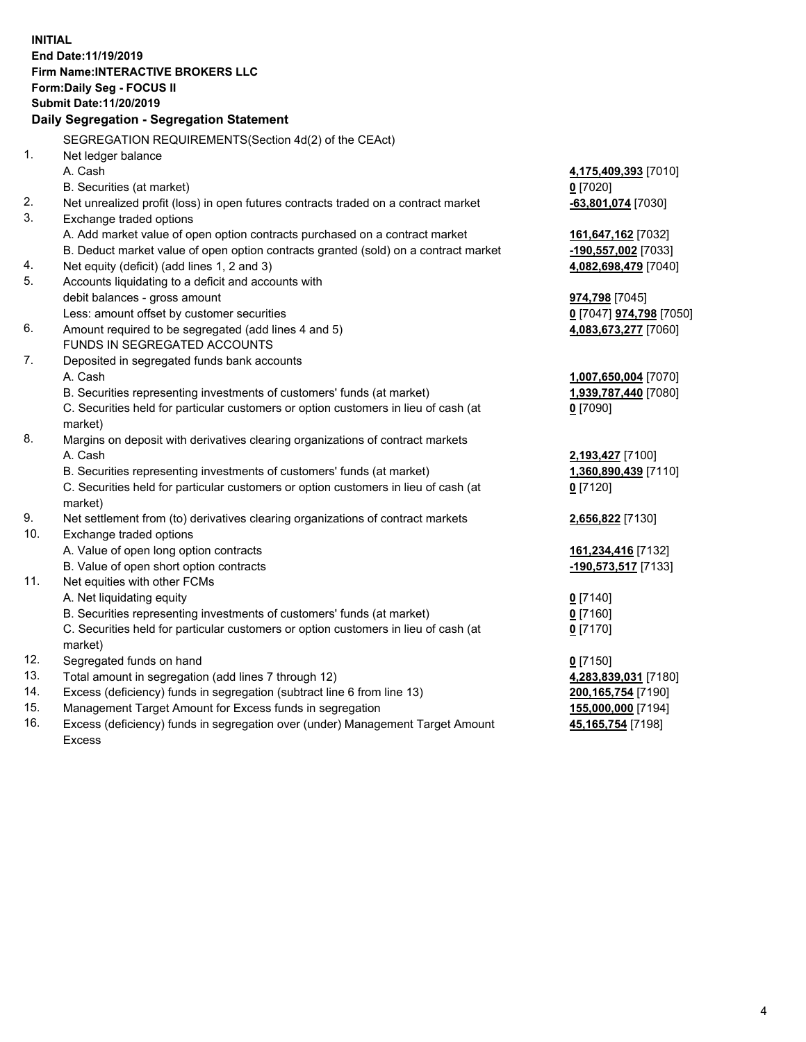**INITIAL**
**End Date:11/19/2019**
**Firm Name:INTERACTIVE BROKERS LLC**
**Form:Daily Seg - FOCUS II**
**Submit Date:11/20/2019**

## Daily Segregation - Segregation Statement

| | | |
|---|---|---|
| | SEGREGATION REQUIREMENTS(Section 4d(2) of the CEAct) | |
| 1. | Net ledger balance | |
| | A. Cash | **4,175,409,393** [7010] |
| | B. Securities (at market) | **0** [7020] |
| 2. | Net unrealized profit (loss) in open futures contracts traded on a contract market | **-63,801,074** [7030] |
| 3. | Exchange traded options | |
| | A. Add market value of open option contracts purchased on a contract market | **161,647,162** [7032] |
| | B. Deduct market value of open option contracts granted (sold) on a contract market | **-190,557,002** [7033] |
| 4. | Net equity (deficit) (add lines 1, 2 and 3) | **4,082,698,479** [7040] |
| 5. | Accounts liquidating to a deficit and accounts with | |
| | debit balances - gross amount | **974,798** [7045] |
| | Less: amount offset by customer securities | **0** [7047] **974,798** [7050] |
| 6. | Amount required to be segregated (add lines 4 and 5) | **4,083,673,277** [7060] |
| | FUNDS IN SEGREGATED ACCOUNTS | |
| 7. | Deposited in segregated funds bank accounts | |
| | A. Cash | **1,007,650,004** [7070] |
| | B. Securities representing investments of customers' funds (at market) | **1,939,787,440** [7080] |
| | C. Securities held for particular customers or option customers in lieu of cash (at market) | **0** [7090] |
| 8. | Margins on deposit with derivatives clearing organizations of contract markets | |
| | A. Cash | **2,193,427** [7100] |
| | B. Securities representing investments of customers' funds (at market) | **1,360,890,439** [7110] |
| | C. Securities held for particular customers or option customers in lieu of cash (at market) | **0** [7120] |
| 9. | Net settlement from (to) derivatives clearing organizations of contract markets | **2,656,822** [7130] |
| 10. | Exchange traded options | |
| | A. Value of open long option contracts | **161,234,416** [7132] |
| | B. Value of open short option contracts | **-190,573,517** [7133] |
| 11. | Net equities with other FCMs | |
| | A. Net liquidating equity | **0** [7140] |
| | B. Securities representing investments of customers' funds (at market) | **0** [7160] |
| | C. Securities held for particular customers or option customers in lieu of cash (at market) | **0** [7170] |
| 12. | Segregated funds on hand | **0** [7150] |
| 13. | Total amount in segregation (add lines 7 through 12) | **4,283,839,031** [7180] |
| 14. | Excess (deficiency) funds in segregation (subtract line 6 from line 13) | **200,165,754** [7190] |
| 15. | Management Target Amount for Excess funds in segregation | **155,000,000** [7194] |
| 16. | Excess (deficiency) funds in segregation over (under) Management Target Amount Excess | **45,165,754** [7198] |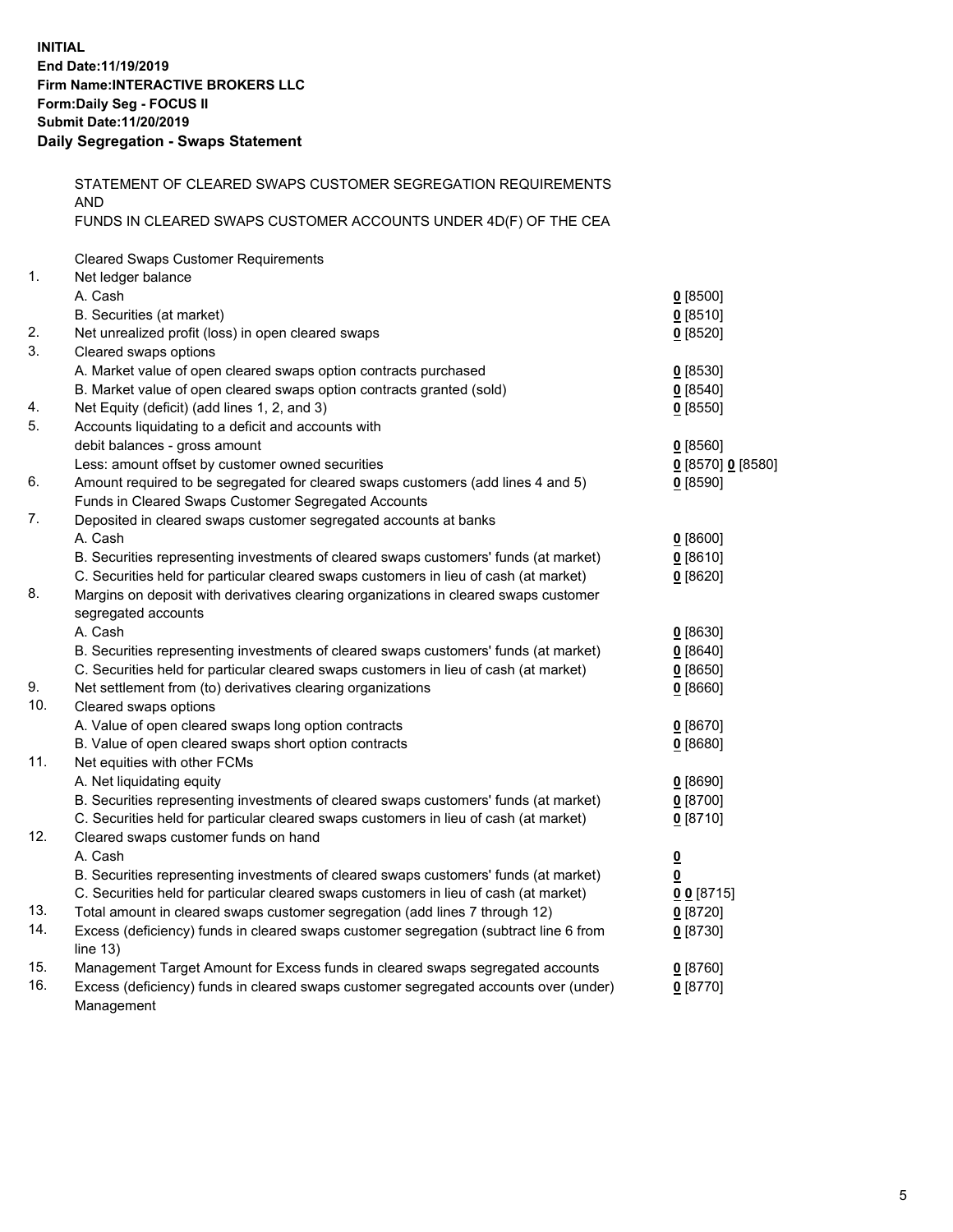**INITIAL**
**End Date:11/19/2019**
**Firm Name:INTERACTIVE BROKERS LLC**
**Form:Daily Seg - FOCUS II**
**Submit Date:11/20/2019**
**Daily Segregation - Swaps Statement**

STATEMENT OF CLEARED SWAPS CUSTOMER SEGREGATION REQUIREMENTS AND FUNDS IN CLEARED SWAPS CUSTOMER ACCOUNTS UNDER 4D(F) OF THE CEA

| | | |
|---|---|---|
| | Cleared Swaps Customer Requirements | |
| 1. | Net ledger balance | |
| | A. Cash | 0 [8500] |
| | B. Securities (at market) | 0 [8510] |
| 2. | Net unrealized profit (loss) in open cleared swaps | 0 [8520] |
| 3. | Cleared swaps options | |
| | A. Market value of open cleared swaps option contracts purchased | 0 [8530] |
| | B. Market value of open cleared swaps option contracts granted (sold) | 0 [8540] |
| 4. | Net Equity (deficit) (add lines 1, 2, and 3) | 0 [8550] |
| 5. | Accounts liquidating to a deficit and accounts with debit balances - gross amount | 0 [8560] |
| | Less: amount offset by customer owned securities | 0 [8570] 0 [8580] |
| 6. | Amount required to be segregated for cleared swaps customers (add lines 4 and 5) | 0 [8590] |
| | Funds in Cleared Swaps Customer Segregated Accounts | |
| 7. | Deposited in cleared swaps customer segregated accounts at banks | |
| | A. Cash | 0 [8600] |
| | B. Securities representing investments of cleared swaps customers' funds (at market) | 0 [8610] |
| | C. Securities held for particular cleared swaps customers in lieu of cash (at market) | 0 [8620] |
| 8. | Margins on deposit with derivatives clearing organizations in cleared swaps customer segregated accounts | |
| | A. Cash | 0 [8630] |
| | B. Securities representing investments of cleared swaps customers' funds (at market) | 0 [8640] |
| | C. Securities held for particular cleared swaps customers in lieu of cash (at market) | 0 [8650] |
| 9. | Net settlement from (to) derivatives clearing organizations | 0 [8660] |
| 10. | Cleared swaps options | |
| | A. Value of open cleared swaps long option contracts | 0 [8670] |
| | B. Value of open cleared swaps short option contracts | 0 [8680] |
| 11. | Net equities with other FCMs | |
| | A. Net liquidating equity | 0 [8690] |
| | B. Securities representing investments of cleared swaps customers' funds (at market) | 0 [8700] |
| | C. Securities held for particular cleared swaps customers in lieu of cash (at market) | 0 [8710] |
| 12. | Cleared swaps customer funds on hand | |
| | A. Cash | 0 |
| | B. Securities representing investments of cleared swaps customers' funds (at market) | 0 |
| | C. Securities held for particular cleared swaps customers in lieu of cash (at market) | 0 0 [8715] |
| 13. | Total amount in cleared swaps customer segregation (add lines 7 through 12) | 0 [8720] |
| 14. | Excess (deficiency) funds in cleared swaps customer segregation (subtract line 6 from line 13) | 0 [8730] |
| 15. | Management Target Amount for Excess funds in cleared swaps segregated accounts | 0 [8760] |
| 16. | Excess (deficiency) funds in cleared swaps customer segregated accounts over (under) Management | 0 [8770] |